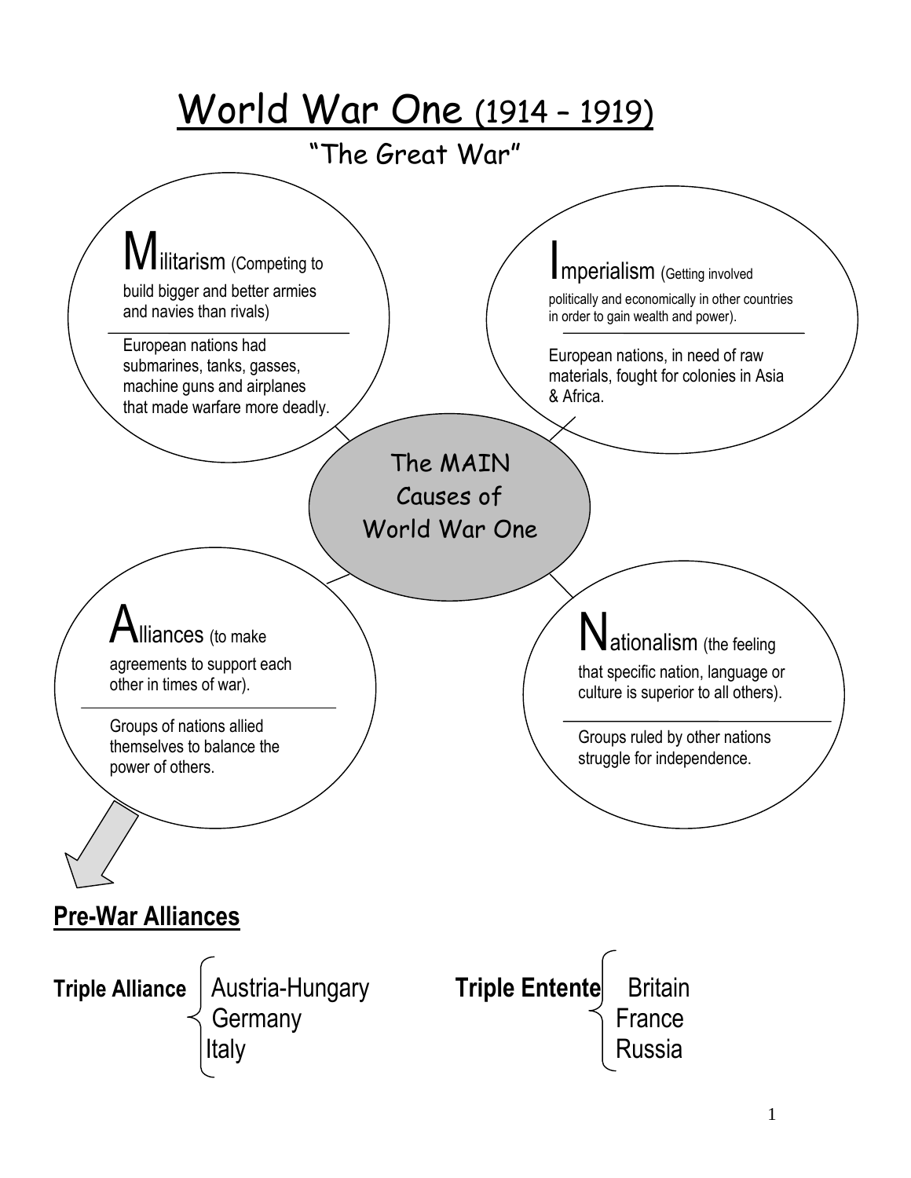# World War One (1914 – 1919)

## "The Great War"

## The MAIN Causes of World War One

**Militarism** (Competing to build bigger and better armies and navies than rivals)

European nations had submarines, tanks, gasses, machine guns and airplanes that made warfare more deadly.

**Imperialism** (Getting involved politically and economically in other countries in order to gain wealth and power).

European nations, in need of raw materials, fought for colonies in Asia & Africa.

**Alliances** (to make agreements to support each other in times of war).

Groups of nations allied themselves to balance the power of others.

**Nationalism** (the feeling that specific nation, language or culture is superior to all others).

Groups ruled by other nations struggle for independence.

## Pre-War Alliances

**Triple Alliance**
- Austria-Hungary
- Germany
- Italy

**Triple Entente**
- Britain
- France
- Russia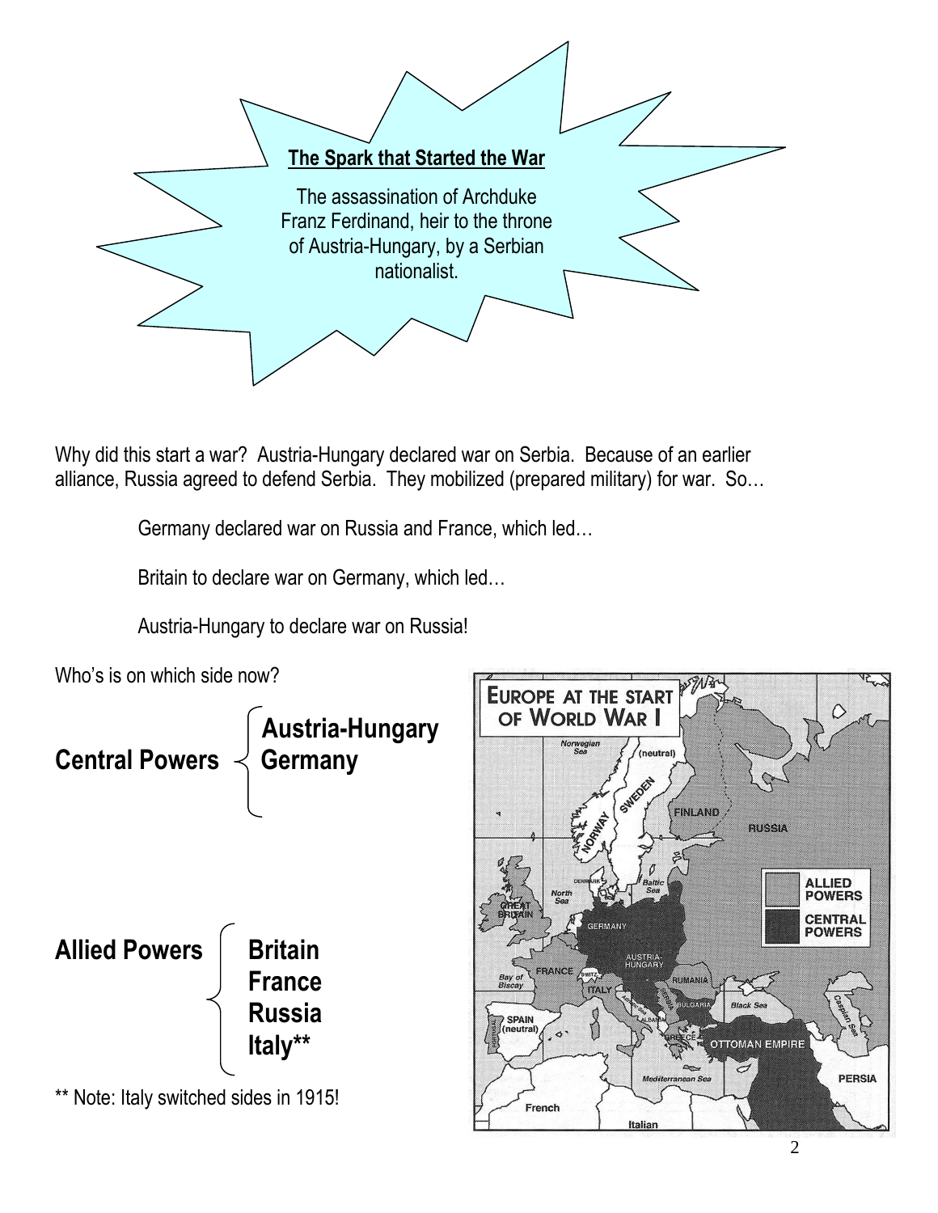**The Spark that Started the War**

The assassination of Archduke Franz Ferdinand, heir to the throne of Austria-Hungary, by a Serbian nationalist.

Why did this start a war? Austria-Hungary declared war on Serbia. Because of an earlier alliance, Russia agreed to defend Serbia. They mobilized (prepared military) for war. So…

> Germany declared war on Russia and France, which led…
>
> Britain to declare war on Germany, which led…
>
> Austria-Hungary to declare war on Russia!

Who's is on which side now?

**Central Powers**
- **Austria-Hungary**
- **Germany**

**Allied Powers**
- **Britain**
- **France**
- **Russia**
- **Italy****

** Note: Italy switched sides in 1915!

**EUROPE AT THE START OF WORLD WAR I**

Legend: ALLIED POWERS; CENTRAL POWERS

Norwegian Sea, (neutral), SWEDEN, NORWAY, FINLAND, RUSSIA, DENMARK, Baltic Sea, North Sea, GREAT BRITAIN, GERMANY, AUSTRIA-HUNGARY, FRANCE, SWITZ., Bay of Biscay, ITALY, RUMANIA, SERBIA, BULGARIA, Black Sea, Caspian Sea, SPAIN (neutral), PORTUGAL, ALBANIA, GREECE, OTTOMAN EMPIRE, Mediterranean Sea, PERSIA, French, Italian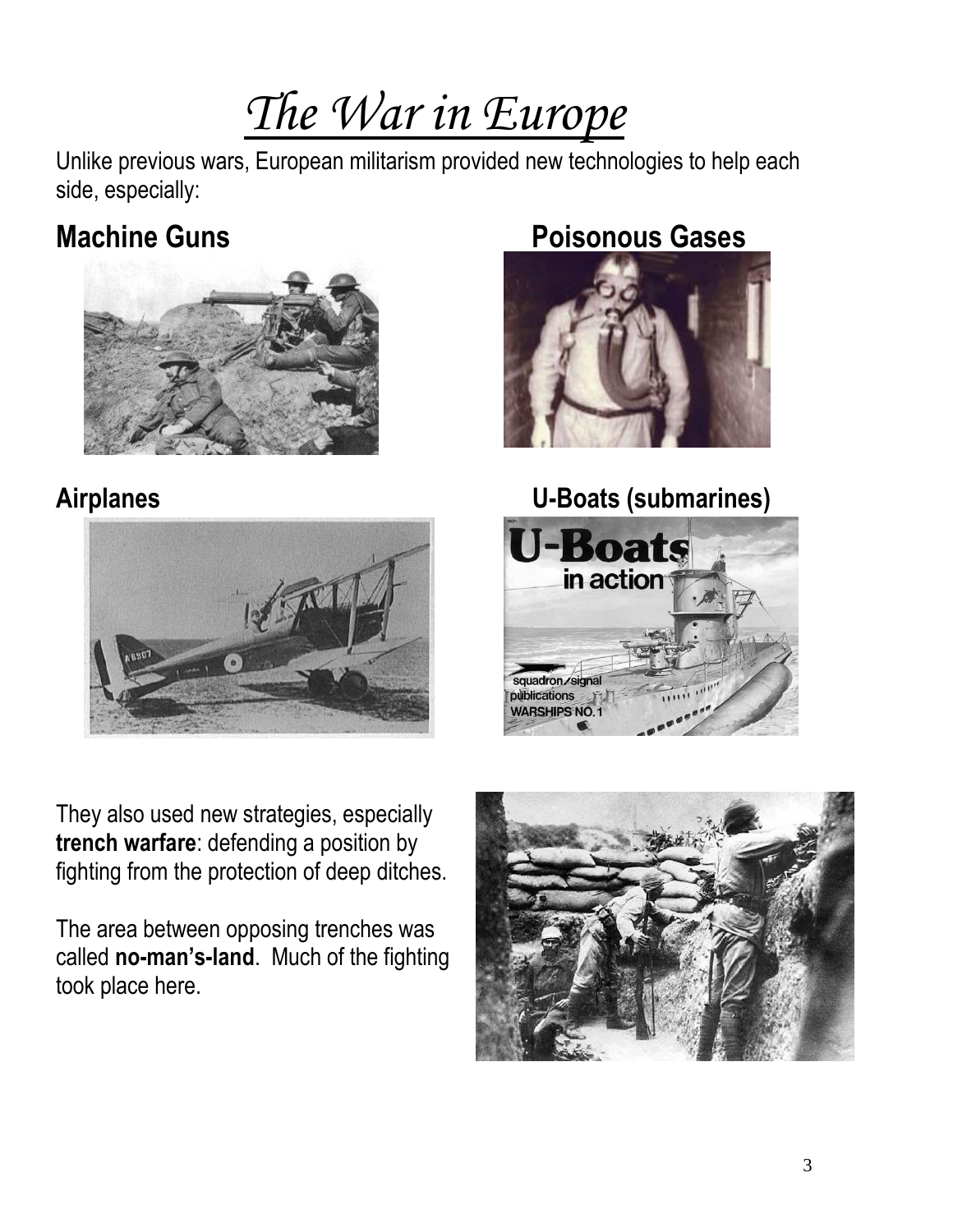# *The War in Europe*

Unlike previous wars, European militarism provided new technologies to help each side, especially:

## Machine Guns

## Poisonous Gases

## Airplanes

## U-Boats (submarines)

They also used new strategies, especially **trench warfare**: defending a position by fighting from the protection of deep ditches.

The area between opposing trenches was called **no-man's-land**. Much of the fighting took place here.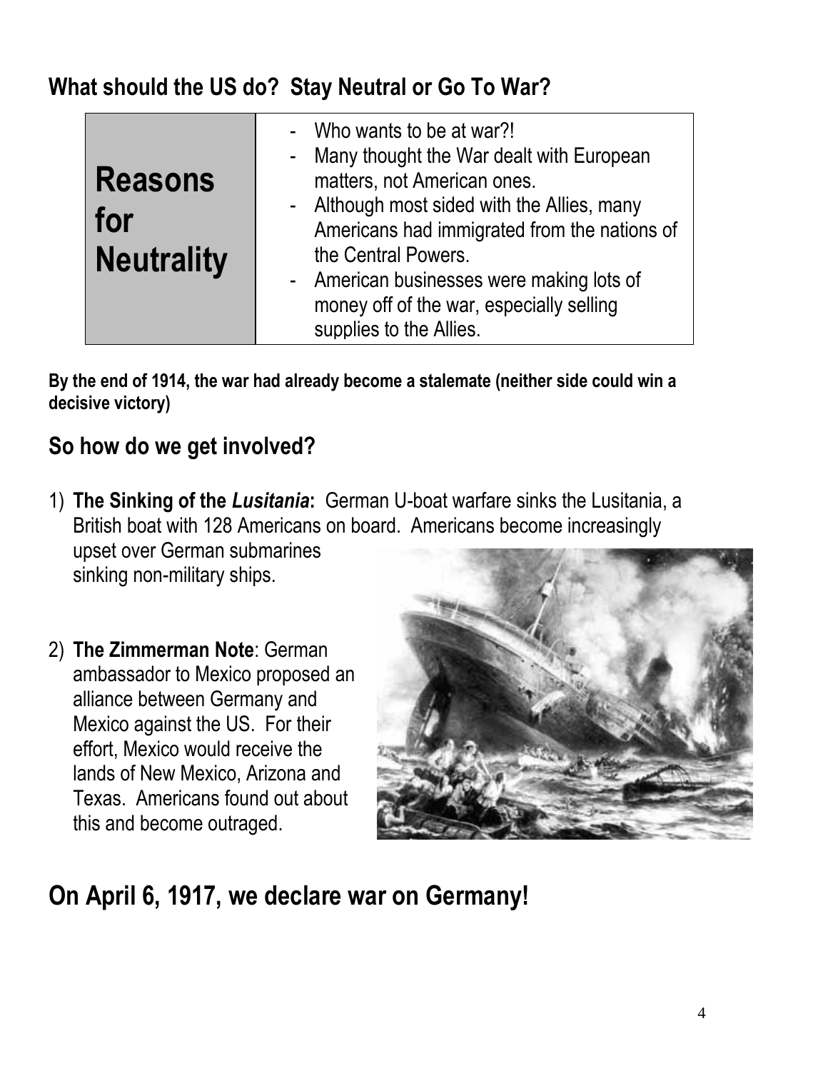## What should the US do? Stay Neutral or Go To War?

| Reasons for Neutrality | - Who wants to be at war?!<br>- Many thought the War dealt with European matters, not American ones.<br>- Although most sided with the Allies, many Americans had immigrated from the nations of the Central Powers.<br>- American businesses were making lots of money off of the war, especially selling supplies to the Allies. |
|---|---|

**By the end of 1914, the war had already become a stalemate (neither side could win a decisive victory)**

## So how do we get involved?

1) **The Sinking of the *Lusitania*:** German U-boat warfare sinks the Lusitania, a British boat with 128 Americans on board. Americans become increasingly upset over German submarines sinking non-military ships.

2) **The Zimmerman Note**: German ambassador to Mexico proposed an alliance between Germany and Mexico against the US. For their effort, Mexico would receive the lands of New Mexico, Arizona and Texas. Americans found out about this and become outraged.

# On April 6, 1917, we declare war on Germany!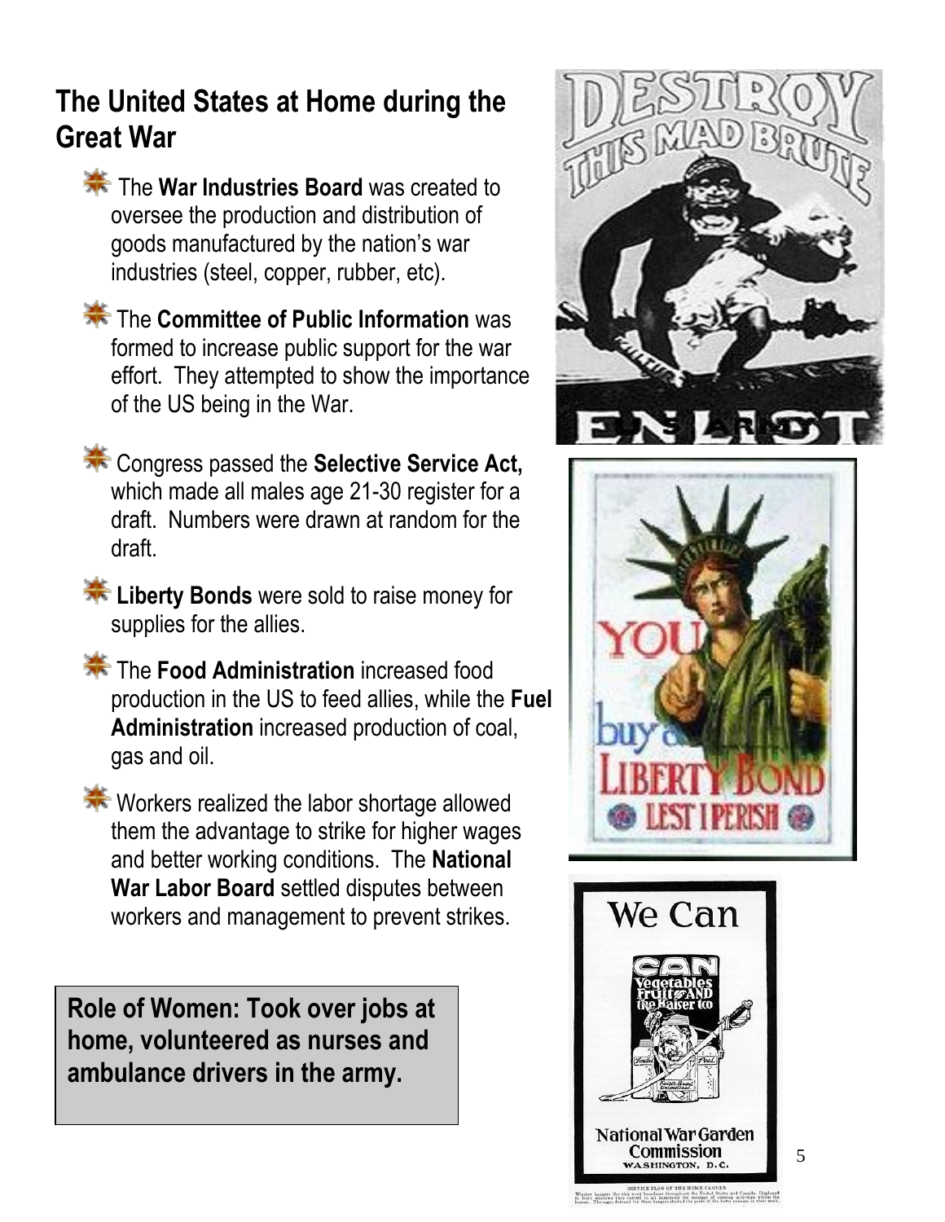## The United States at Home during the Great War

- The **War Industries Board** was created to oversee the production and distribution of goods manufactured by the nation's war industries (steel, copper, rubber, etc).
- The **Committee of Public Information** was formed to increase public support for the war effort. They attempted to show the importance of the US being in the War.
- Congress passed the **Selective Service Act,** which made all males age 21-30 register for a draft. Numbers were drawn at random for the draft.
- **Liberty Bonds** were sold to raise money for supplies for the allies.
- The **Food Administration** increased food production in the US to feed allies, while the **Fuel Administration** increased production of coal, gas and oil.
- Workers realized the labor shortage allowed them the advantage to strike for higher wages and better working conditions. The **National War Labor Board** settled disputes between workers and management to prevent strikes.

**Role of Women: Took over jobs at home, volunteered as nurses and ambulance drivers in the army.**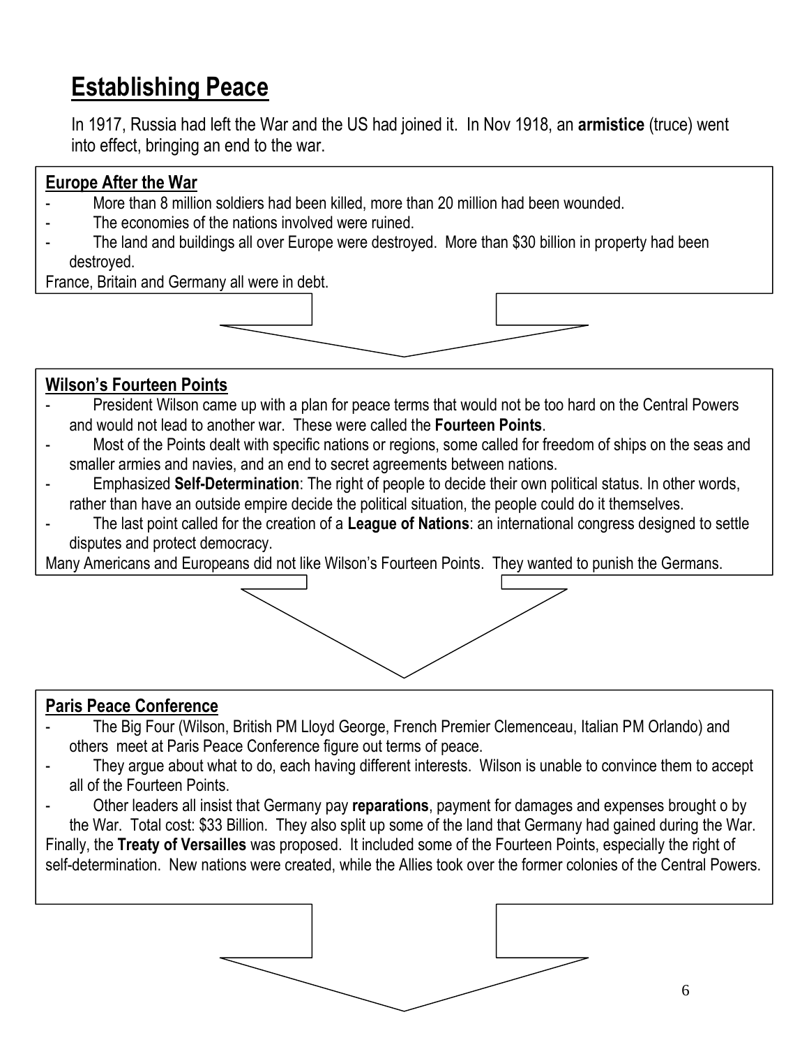# Establishing Peace

In 1917, Russia had left the War and the US had joined it. In Nov 1918, an **armistice** (truce) went into effect, bringing an end to the war.

**Europe After the War**

- More than 8 million soldiers had been killed, more than 20 million had been wounded.
- The economies of the nations involved were ruined.
- The land and buildings all over Europe were destroyed. More than $30 billion in property had been destroyed.

France, Britain and Germany all were in debt.

**Wilson's Fourteen Points**

- President Wilson came up with a plan for peace terms that would not be too hard on the Central Powers and would not lead to another war. These were called the **Fourteen Points**.
- Most of the Points dealt with specific nations or regions, some called for freedom of ships on the seas and smaller armies and navies, and an end to secret agreements between nations.
- Emphasized **Self-Determination**: The right of people to decide their own political status. In other words, rather than have an outside empire decide the political situation, the people could do it themselves.
- The last point called for the creation of a **League of Nations**: an international congress designed to settle disputes and protect democracy.

Many Americans and Europeans did not like Wilson's Fourteen Points. They wanted to punish the Germans.

**Paris Peace Conference**

- The Big Four (Wilson, British PM Lloyd George, French Premier Clemenceau, Italian PM Orlando) and others meet at Paris Peace Conference figure out terms of peace.
- They argue about what to do, each having different interests. Wilson is unable to convince them to accept all of the Fourteen Points.
- Other leaders all insist that Germany pay **reparations**, payment for damages and expenses brought o by the War. Total cost: $33 Billion. They also split up some of the land that Germany had gained during the War.

Finally, the **Treaty of Versailles** was proposed. It included some of the Fourteen Points, especially the right of self-determination. New nations were created, while the Allies took over the former colonies of the Central Powers.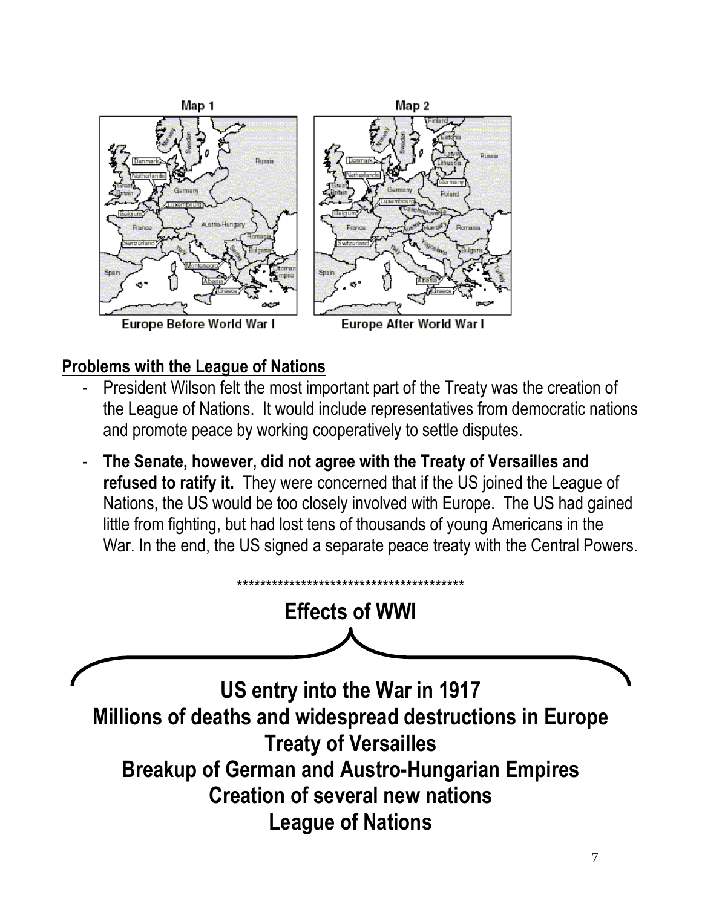Map 1

Europe Before World War I

Map 2

Europe After World War I

## Problems with the League of Nations

- President Wilson felt the most important part of the Treaty was the creation of the League of Nations. It would include representatives from democratic nations and promote peace by working cooperatively to settle disputes.
- **The Senate, however, did not agree with the Treaty of Versailles and refused to ratify it.** They were concerned that if the US joined the League of Nations, the US would be too closely involved with Europe. The US had gained little from fighting, but had lost tens of thousands of young Americans in the War. In the end, the US signed a separate peace treaty with the Central Powers.

***************************************

## Effects of WWI

**US entry into the War in 1917**
**Millions of deaths and widespread destructions in Europe**
**Treaty of Versailles**
**Breakup of German and Austro-Hungarian Empires**
**Creation of several new nations**
**League of Nations**